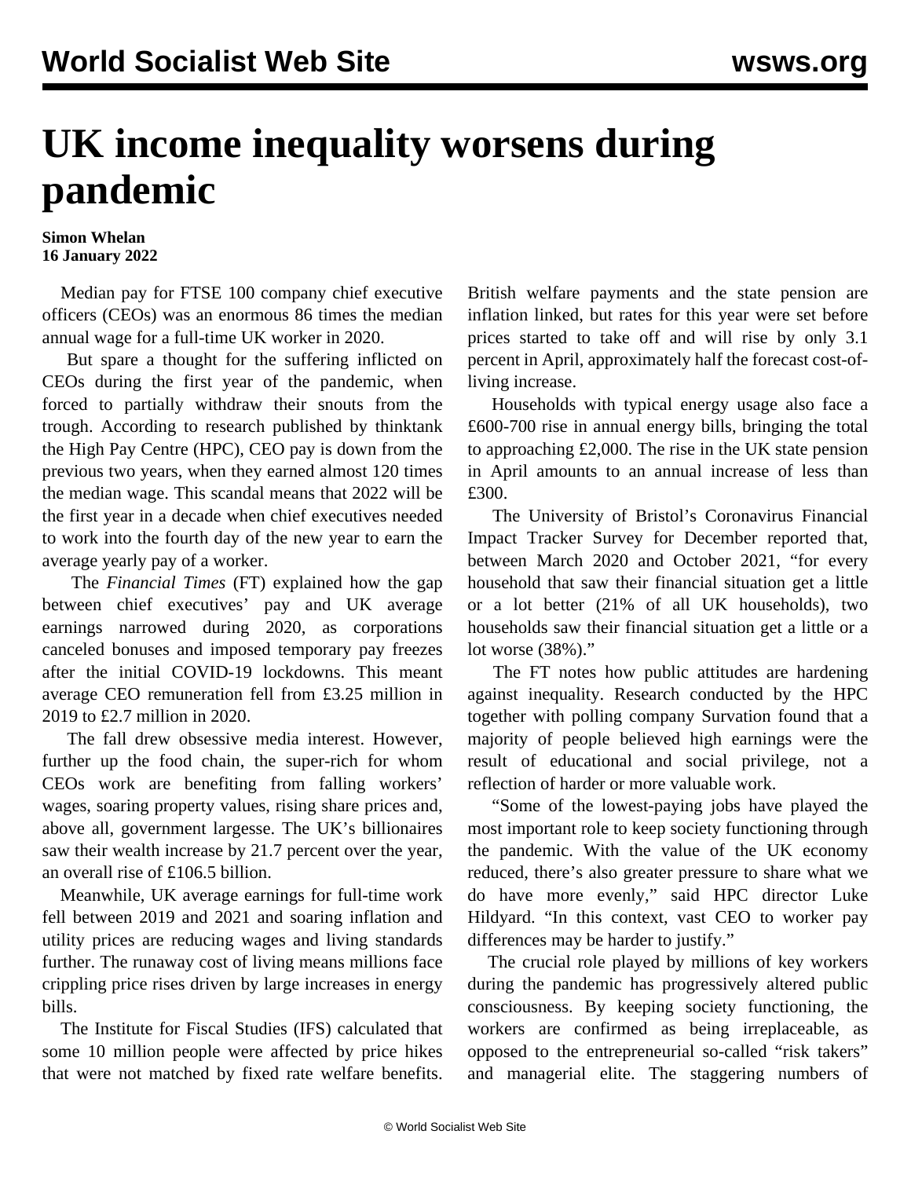# UK income inequality worsens during pandemic

**Simon Whelan**
**16 January 2022**

Median pay for FTSE 100 company chief executive officers (CEOs) was an enormous 86 times the median annual wage for a full-time UK worker in 2020.

But spare a thought for the suffering inflicted on CEOs during the first year of the pandemic, when forced to partially withdraw their snouts from the trough. According to research published by thinktank the High Pay Centre (HPC), CEO pay is down from the previous two years, when they earned almost 120 times the median wage. This scandal means that 2022 will be the first year in a decade when chief executives needed to work into the fourth day of the new year to earn the average yearly pay of a worker.

The *Financial Times* (FT) explained how the gap between chief executives' pay and UK average earnings narrowed during 2020, as corporations canceled bonuses and imposed temporary pay freezes after the initial COVID-19 lockdowns. This meant average CEO remuneration fell from £3.25 million in 2019 to £2.7 million in 2020.

The fall drew obsessive media interest. However, further up the food chain, the super-rich for whom CEOs work are benefiting from falling workers' wages, soaring property values, rising share prices and, above all, government largesse. The UK's billionaires saw their wealth increase by 21.7 percent over the year, an overall rise of £106.5 billion.

Meanwhile, UK average earnings for full-time work fell between 2019 and 2021 and soaring inflation and utility prices are reducing wages and living standards further. The runaway cost of living means millions face crippling price rises driven by large increases in energy bills.

The Institute for Fiscal Studies (IFS) calculated that some 10 million people were affected by price hikes that were not matched by fixed rate welfare benefits. British welfare payments and the state pension are inflation linked, but rates for this year were set before prices started to take off and will rise by only 3.1 percent in April, approximately half the forecast cost-of-living increase.

Households with typical energy usage also face a £600-700 rise in annual energy bills, bringing the total to approaching £2,000. The rise in the UK state pension in April amounts to an annual increase of less than £300.

The University of Bristol's Coronavirus Financial Impact Tracker Survey for December reported that, between March 2020 and October 2021, "for every household that saw their financial situation get a little or a lot better (21% of all UK households), two households saw their financial situation get a little or a lot worse (38%)."

The FT notes how public attitudes are hardening against inequality. Research conducted by the HPC together with polling company Survation found that a majority of people believed high earnings were the result of educational and social privilege, not a reflection of harder or more valuable work.

"Some of the lowest-paying jobs have played the most important role to keep society functioning through the pandemic. With the value of the UK economy reduced, there's also greater pressure to share what we do have more evenly," said HPC director Luke Hildyard. "In this context, vast CEO to worker pay differences may be harder to justify."

The crucial role played by millions of key workers during the pandemic has progressively altered public consciousness. By keeping society functioning, the workers are confirmed as being irreplaceable, as opposed to the entrepreneurial so-called "risk takers" and managerial elite. The staggering numbers of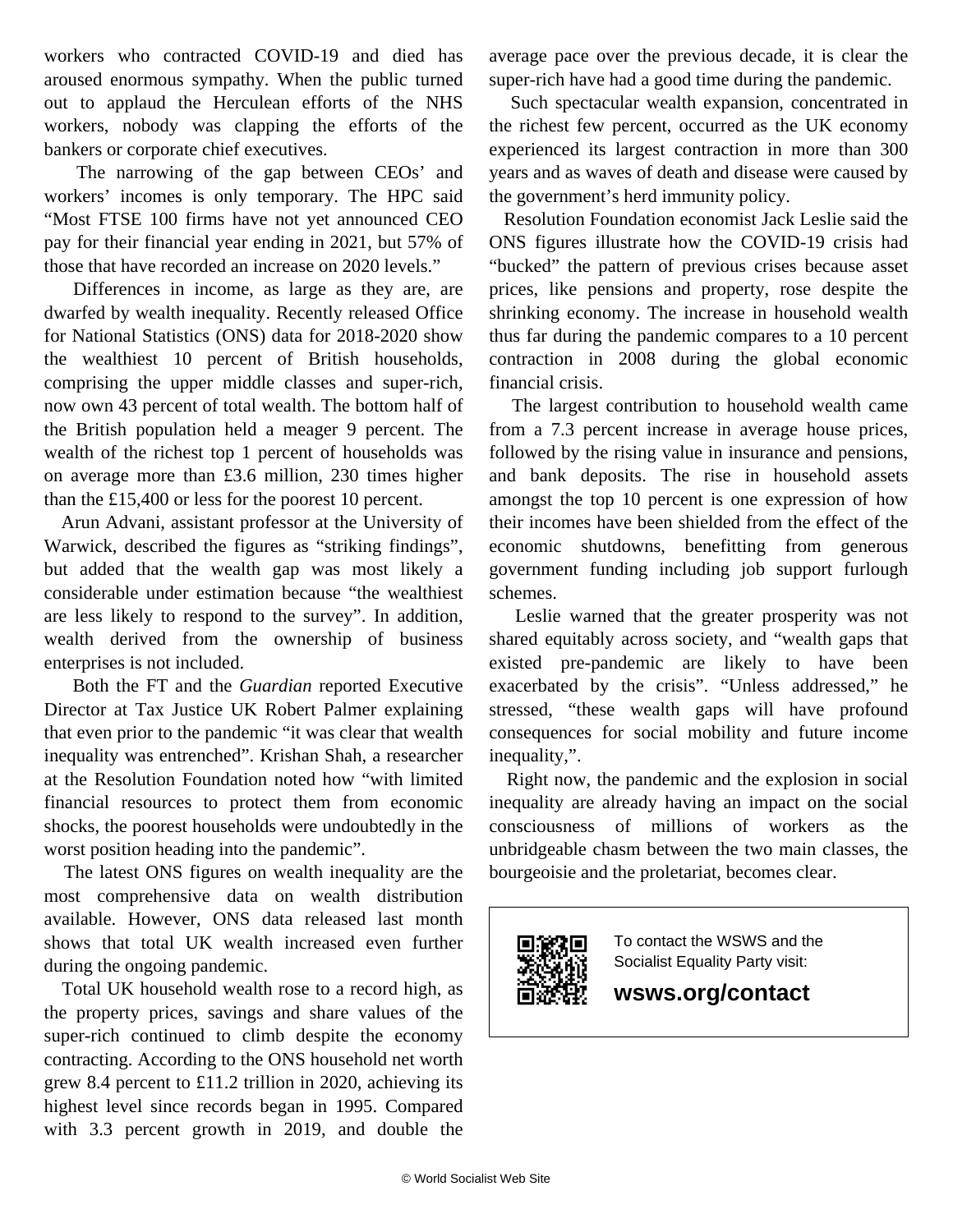workers who contracted COVID-19 and died has aroused enormous sympathy. When the public turned out to applaud the Herculean efforts of the NHS workers, nobody was clapping the efforts of the bankers or corporate chief executives.

The narrowing of the gap between CEOs' and workers' incomes is only temporary. The HPC said "Most FTSE 100 firms have not yet announced CEO pay for their financial year ending in 2021, but 57% of those that have recorded an increase on 2020 levels."

Differences in income, as large as they are, are dwarfed by wealth inequality. Recently released Office for National Statistics (ONS) data for 2018-2020 show the wealthiest 10 percent of British households, comprising the upper middle classes and super-rich, now own 43 percent of total wealth. The bottom half of the British population held a meager 9 percent. The wealth of the richest top 1 percent of households was on average more than £3.6 million, 230 times higher than the £15,400 or less for the poorest 10 percent.

Arun Advani, assistant professor at the University of Warwick, described the figures as "striking findings", but added that the wealth gap was most likely a considerable under estimation because "the wealthiest are less likely to respond to the survey". In addition, wealth derived from the ownership of business enterprises is not included.

Both the FT and the *Guardian* reported Executive Director at Tax Justice UK Robert Palmer explaining that even prior to the pandemic "it was clear that wealth inequality was entrenched". Krishan Shah, a researcher at the Resolution Foundation noted how "with limited financial resources to protect them from economic shocks, the poorest households were undoubtedly in the worst position heading into the pandemic".

The latest ONS figures on wealth inequality are the most comprehensive data on wealth distribution available. However, ONS data released last month shows that total UK wealth increased even further during the ongoing pandemic.

Total UK household wealth rose to a record high, as the property prices, savings and share values of the super-rich continued to climb despite the economy contracting. According to the ONS household net worth grew 8.4 percent to £11.2 trillion in 2020, achieving its highest level since records began in 1995. Compared with 3.3 percent growth in 2019, and double the average pace over the previous decade, it is clear the super-rich have had a good time during the pandemic.

Such spectacular wealth expansion, concentrated in the richest few percent, occurred as the UK economy experienced its largest contraction in more than 300 years and as waves of death and disease were caused by the government's herd immunity policy.

Resolution Foundation economist Jack Leslie said the ONS figures illustrate how the COVID-19 crisis had "bucked" the pattern of previous crises because asset prices, like pensions and property, rose despite the shrinking economy. The increase in household wealth thus far during the pandemic compares to a 10 percent contraction in 2008 during the global economic financial crisis.

The largest contribution to household wealth came from a 7.3 percent increase in average house prices, followed by the rising value in insurance and pensions, and bank deposits. The rise in household assets amongst the top 10 percent is one expression of how their incomes have been shielded from the effect of the economic shutdowns, benefitting from generous government funding including job support furlough schemes.

Leslie warned that the greater prosperity was not shared equitably across society, and "wealth gaps that existed pre-pandemic are likely to have been exacerbated by the crisis". "Unless addressed," he stressed, "these wealth gaps will have profound consequences for social mobility and future income inequality,".

Right now, the pandemic and the explosion in social inequality are already having an impact on the social consciousness of millions of workers as the unbridgeable chasm between the two main classes, the bourgeoisie and the proletariat, becomes clear.

To contact the WSWS and the Socialist Equality Party visit:

**wsws.org/contact**